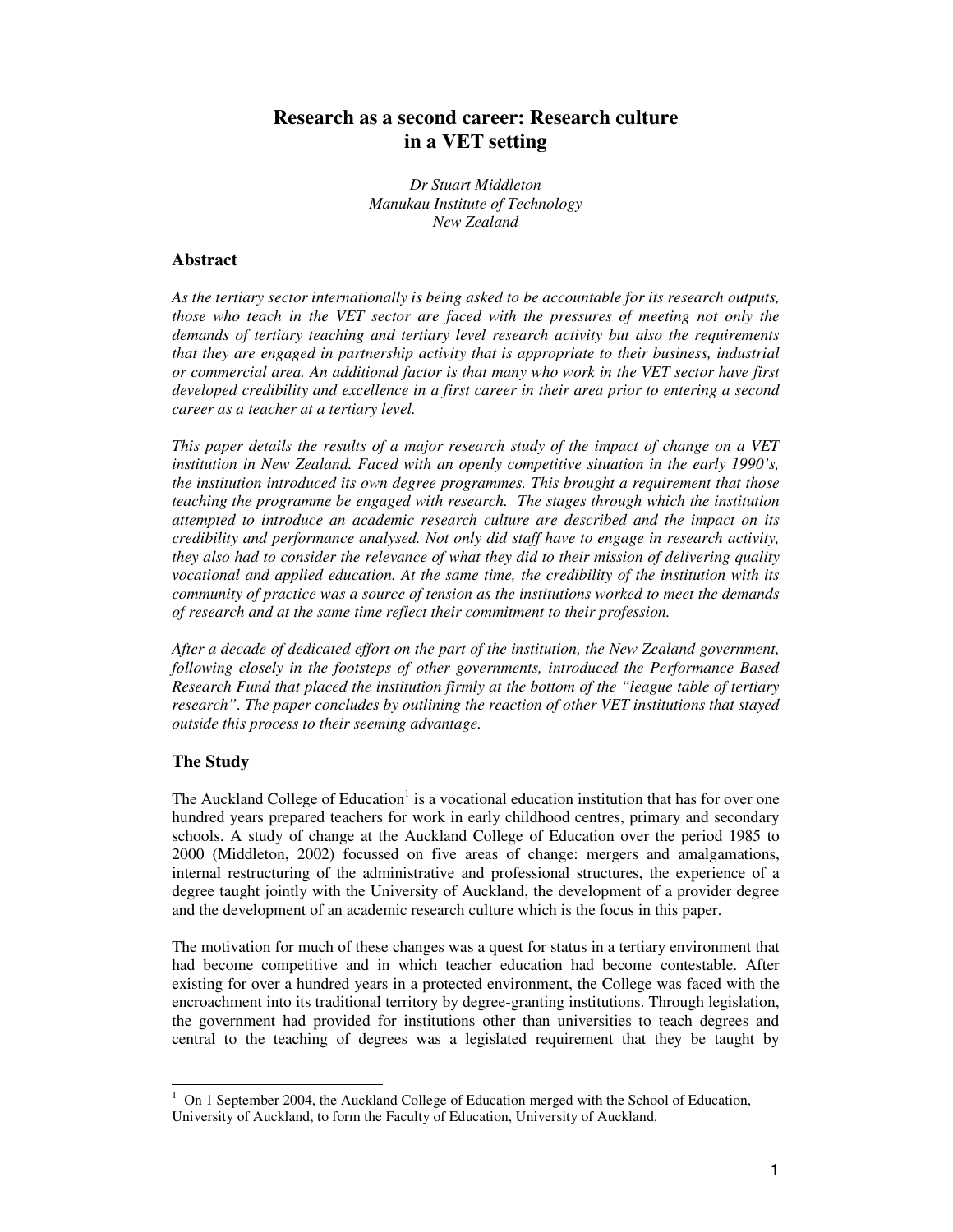# Research as a second career: Research culture in a VET setting

*Dr Stuart Middleton*
*Manukau Institute of Technology*
*New Zealand*

## Abstract

*As the tertiary sector internationally is being asked to be accountable for its research outputs, those who teach in the VET sector are faced with the pressures of meeting not only the demands of tertiary teaching and tertiary level research activity but also the requirements that they are engaged in partnership activity that is appropriate to their business, industrial or commercial area. An additional factor is that many who work in the VET sector have first developed credibility and excellence in a first career in their area prior to entering a second career as a teacher at a tertiary level.*

*This paper details the results of a major research study of the impact of change on a VET institution in New Zealand. Faced with an openly competitive situation in the early 1990's, the institution introduced its own degree programmes. This brought a requirement that those teaching the programme be engaged with research. The stages through which the institution attempted to introduce an academic research culture are described and the impact on its credibility and performance analysed. Not only did staff have to engage in research activity, they also had to consider the relevance of what they did to their mission of delivering quality vocational and applied education. At the same time, the credibility of the institution with its community of practice was a source of tension as the institutions worked to meet the demands of research and at the same time reflect their commitment to their profession.*

*After a decade of dedicated effort on the part of the institution, the New Zealand government, following closely in the footsteps of other governments, introduced the Performance Based Research Fund that placed the institution firmly at the bottom of the "league table of tertiary research". The paper concludes by outlining the reaction of other VET institutions that stayed outside this process to their seeming advantage.*

## The Study

The Auckland College of Education[1] is a vocational education institution that has for over one hundred years prepared teachers for work in early childhood centres, primary and secondary schools. A study of change at the Auckland College of Education over the period 1985 to 2000 (Middleton, 2002) focussed on five areas of change: mergers and amalgamations, internal restructuring of the administrative and professional structures, the experience of a degree taught jointly with the University of Auckland, the development of a provider degree and the development of an academic research culture which is the focus in this paper.

The motivation for much of these changes was a quest for status in a tertiary environment that had become competitive and in which teacher education had become contestable. After existing for over a hundred years in a protected environment, the College was faced with the encroachment into its traditional territory by degree-granting institutions. Through legislation, the government had provided for institutions other than universities to teach degrees and central to the teaching of degrees was a legislated requirement that they be taught by

---

[1] On 1 September 2004, the Auckland College of Education merged with the School of Education, University of Auckland, to form the Faculty of Education, University of Auckland.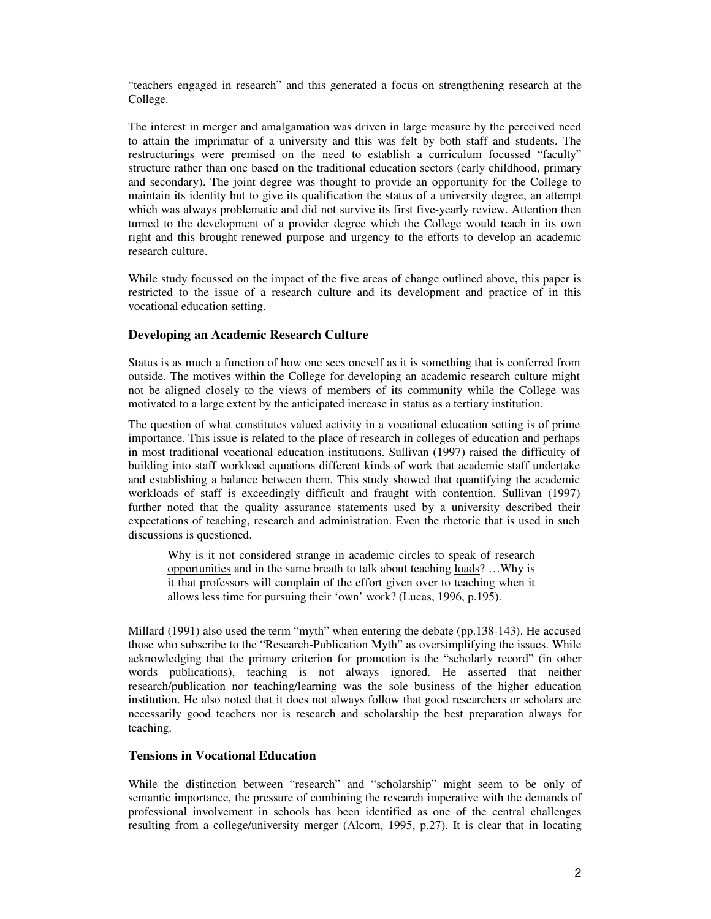"teachers engaged in research" and this generated a focus on strengthening research at the College.

The interest in merger and amalgamation was driven in large measure by the perceived need to attain the imprimatur of a university and this was felt by both staff and students. The restructurings were premised on the need to establish a curriculum focussed "faculty" structure rather than one based on the traditional education sectors (early childhood, primary and secondary). The joint degree was thought to provide an opportunity for the College to maintain its identity but to give its qualification the status of a university degree, an attempt which was always problematic and did not survive its first five-yearly review. Attention then turned to the development of a provider degree which the College would teach in its own right and this brought renewed purpose and urgency to the efforts to develop an academic research culture.

While study focussed on the impact of the five areas of change outlined above, this paper is restricted to the issue of a research culture and its development and practice of in this vocational education setting.

### Developing an Academic Research Culture

Status is as much a function of how one sees oneself as it is something that is conferred from outside. The motives within the College for developing an academic research culture might not be aligned closely to the views of members of its community while the College was motivated to a large extent by the anticipated increase in status as a tertiary institution.

The question of what constitutes valued activity in a vocational education setting is of prime importance. This issue is related to the place of research in colleges of education and perhaps in most traditional vocational education institutions. Sullivan (1997) raised the difficulty of building into staff workload equations different kinds of work that academic staff undertake and establishing a balance between them. This study showed that quantifying the academic workloads of staff is exceedingly difficult and fraught with contention. Sullivan (1997) further noted that the quality assurance statements used by a university described their expectations of teaching, research and administration. Even the rhetoric that is used in such discussions is questioned.

> Why is it not considered strange in academic circles to speak of research <u>opportunities</u> and in the same breath to talk about teaching <u>loads</u>? …Why is it that professors will complain of the effort given over to teaching when it allows less time for pursuing their 'own' work? (Lucas, 1996, p.195).

Millard (1991) also used the term "myth" when entering the debate (pp.138-143). He accused those who subscribe to the "Research-Publication Myth" as oversimplifying the issues. While acknowledging that the primary criterion for promotion is the "scholarly record" (in other words publications), teaching is not always ignored. He asserted that neither research/publication nor teaching/learning was the sole business of the higher education institution. He also noted that it does not always follow that good researchers or scholars are necessarily good teachers nor is research and scholarship the best preparation always for teaching.

### Tensions in Vocational Education

While the distinction between "research" and "scholarship" might seem to be only of semantic importance, the pressure of combining the research imperative with the demands of professional involvement in schools has been identified as one of the central challenges resulting from a college/university merger (Alcorn, 1995, p.27). It is clear that in locating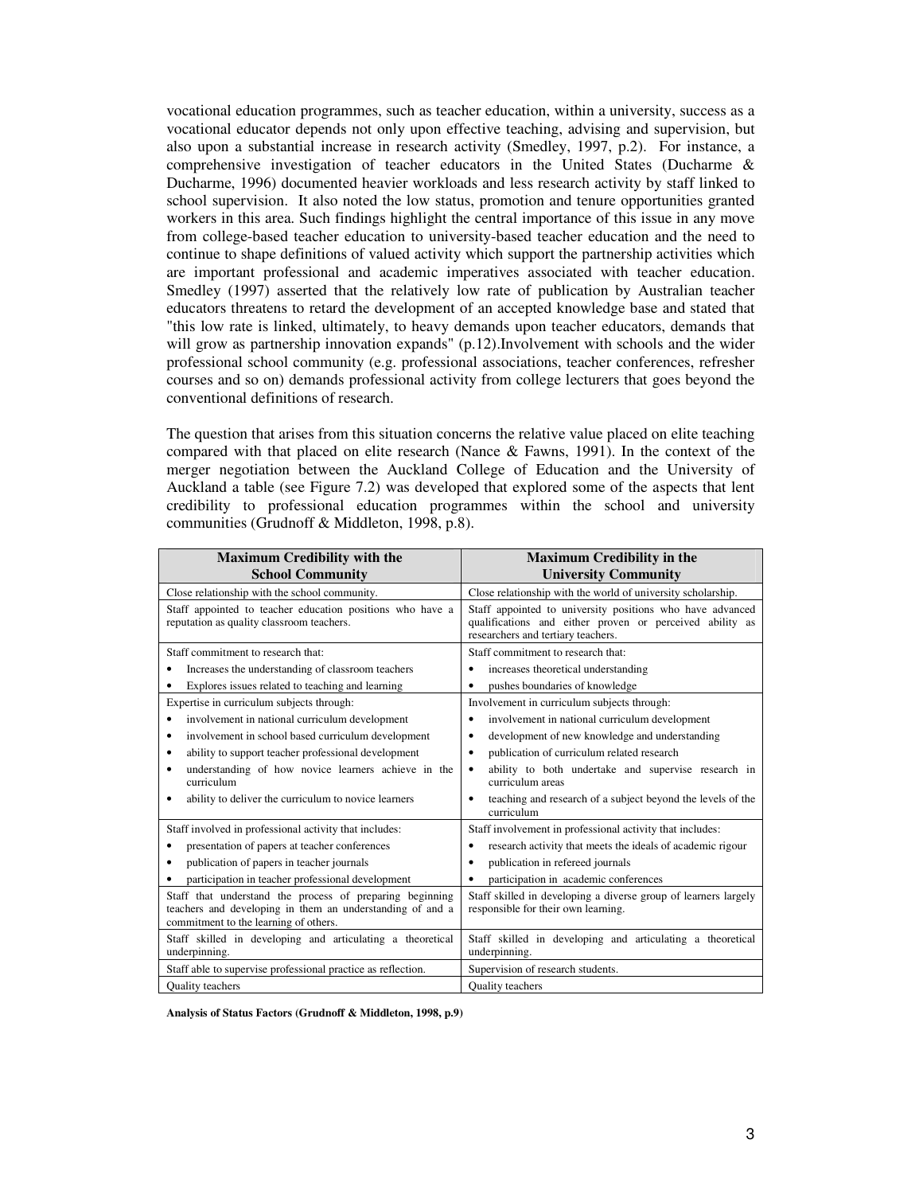vocational education programmes, such as teacher education, within a university, success as a vocational educator depends not only upon effective teaching, advising and supervision, but also upon a substantial increase in research activity (Smedley, 1997, p.2). For instance, a comprehensive investigation of teacher educators in the United States (Ducharme & Ducharme, 1996) documented heavier workloads and less research activity by staff linked to school supervision. It also noted the low status, promotion and tenure opportunities granted workers in this area. Such findings highlight the central importance of this issue in any move from college-based teacher education to university-based teacher education and the need to continue to shape definitions of valued activity which support the partnership activities which are important professional and academic imperatives associated with teacher education. Smedley (1997) asserted that the relatively low rate of publication by Australian teacher educators threatens to retard the development of an accepted knowledge base and stated that "this low rate is linked, ultimately, to heavy demands upon teacher educators, demands that will grow as partnership innovation expands" (p.12).Involvement with schools and the wider professional school community (e.g. professional associations, teacher conferences, refresher courses and so on) demands professional activity from college lecturers that goes beyond the conventional definitions of research.

The question that arises from this situation concerns the relative value placed on elite teaching compared with that placed on elite research (Nance & Fawns, 1991). In the context of the merger negotiation between the Auckland College of Education and the University of Auckland a table (see Figure 7.2) was developed that explored some of the aspects that lent credibility to professional education programmes within the school and university communities (Grudnoff & Middleton, 1998, p.8).

| Maximum Credibility with the School Community | Maximum Credibility in the University Community |
|---|---|
| Close relationship with the school community. | Close relationship with the world of university scholarship. |
| Staff appointed to teacher education positions who have a reputation as quality classroom teachers. | Staff appointed to university positions who have advanced qualifications and either proven or perceived ability as researchers and tertiary teachers. |
| Staff commitment to research that:<br>• Increases the understanding of classroom teachers<br>• Explores issues related to teaching and learning | Staff commitment to research that:<br>• increases theoretical understanding<br>• pushes boundaries of knowledge |
| Expertise in curriculum subjects through:<br>• involvement in national curriculum development<br>• involvement in school based curriculum development<br>• ability to support teacher professional development<br>• understanding of how novice learners achieve in the curriculum<br>• ability to deliver the curriculum to novice learners | Involvement in curriculum subjects through:<br>• involvement in national curriculum development<br>• development of new knowledge and understanding<br>• publication of curriculum related research<br>• ability to both undertake and supervise research in curriculum areas<br>• teaching and research of a subject beyond the levels of the curriculum |
| Staff involved in professional activity that includes:<br>• presentation of papers at teacher conferences<br>• publication of papers in teacher journals<br>• participation in teacher professional development | Staff involvement in professional activity that includes:<br>• research activity that meets the ideals of academic rigour<br>• publication in refereed journals<br>• participation in academic conferences |
| Staff that understand the process of preparing beginning teachers and developing in them an understanding of and a commitment to the learning of others. | Staff skilled in developing a diverse group of learners largely responsible for their own learning. |
| Staff skilled in developing and articulating a theoretical underpinning. | Staff skilled in developing and articulating a theoretical underpinning. |
| Staff able to supervise professional practice as reflection. | Supervision of research students. |
| Quality teachers | Quality teachers |

**Analysis of Status Factors (Grudnoff & Middleton, 1998, p.9)**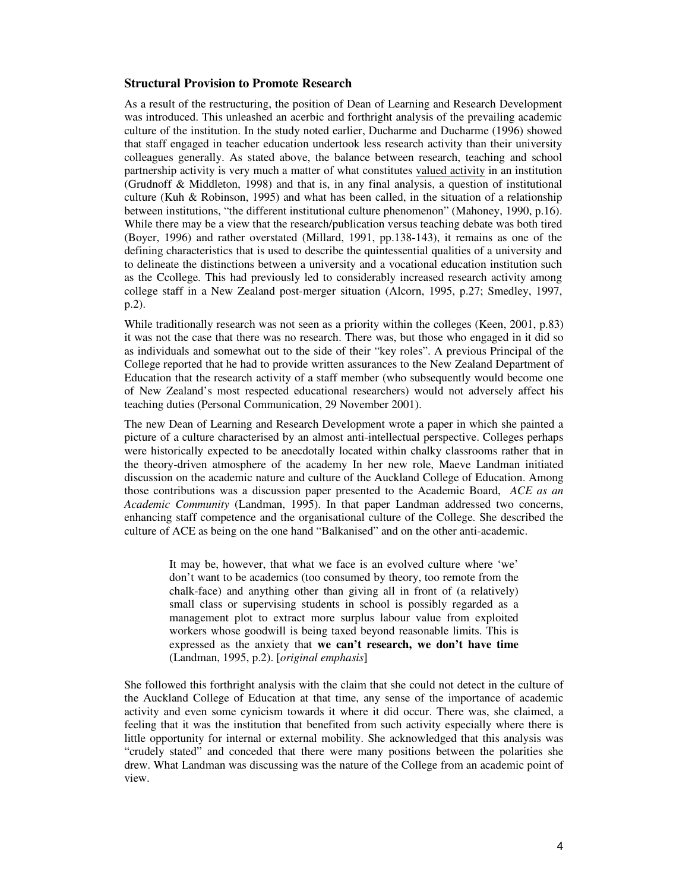### Structural Provision to Promote Research

As a result of the restructuring, the position of Dean of Learning and Research Development was introduced. This unleashed an acerbic and forthright analysis of the prevailing academic culture of the institution. In the study noted earlier, Ducharme and Ducharme (1996) showed that staff engaged in teacher education undertook less research activity than their university colleagues generally. As stated above, the balance between research, teaching and school partnership activity is very much a matter of what constitutes <u>valued activity</u> in an institution (Grudnoff & Middleton, 1998) and that is, in any final analysis, a question of institutional culture (Kuh & Robinson, 1995) and what has been called, in the situation of a relationship between institutions, "the different institutional culture phenomenon" (Mahoney, 1990, p.16). While there may be a view that the research/publication versus teaching debate was both tired (Boyer, 1996) and rather overstated (Millard, 1991, pp.138-143), it remains as one of the defining characteristics that is used to describe the quintessential qualities of a university and to delineate the distinctions between a university and a vocational education institution such as the Ccollege. This had previously led to considerably increased research activity among college staff in a New Zealand post-merger situation (Alcorn, 1995, p.27; Smedley, 1997, p.2).

While traditionally research was not seen as a priority within the colleges (Keen, 2001, p.83) it was not the case that there was no research. There was, but those who engaged in it did so as individuals and somewhat out to the side of their "key roles". A previous Principal of the College reported that he had to provide written assurances to the New Zealand Department of Education that the research activity of a staff member (who subsequently would become one of New Zealand's most respected educational researchers) would not adversely affect his teaching duties (Personal Communication, 29 November 2001).

The new Dean of Learning and Research Development wrote a paper in which she painted a picture of a culture characterised by an almost anti-intellectual perspective. Colleges perhaps were historically expected to be anecdotally located within chalky classrooms rather that in the theory-driven atmosphere of the academy In her new role, Maeve Landman initiated discussion on the academic nature and culture of the Auckland College of Education. Among those contributions was a discussion paper presented to the Academic Board, *ACE as an Academic Community* (Landman, 1995). In that paper Landman addressed two concerns, enhancing staff competence and the organisational culture of the College. She described the culture of ACE as being on the one hand "Balkanised" and on the other anti-academic.

> It may be, however, that what we face is an evolved culture where 'we' don't want to be academics (too consumed by theory, too remote from the chalk-face) and anything other than giving all in front of (a relatively) small class or supervising students in school is possibly regarded as a management plot to extract more surplus labour value from exploited workers whose goodwill is being taxed beyond reasonable limits. This is expressed as the anxiety that **we can't research, we don't have time** (Landman, 1995, p.2). [*original emphasis*]

She followed this forthright analysis with the claim that she could not detect in the culture of the Auckland College of Education at that time, any sense of the importance of academic activity and even some cynicism towards it where it did occur. There was, she claimed, a feeling that it was the institution that benefited from such activity especially where there is little opportunity for internal or external mobility. She acknowledged that this analysis was "crudely stated" and conceded that there were many positions between the polarities she drew. What Landman was discussing was the nature of the College from an academic point of view.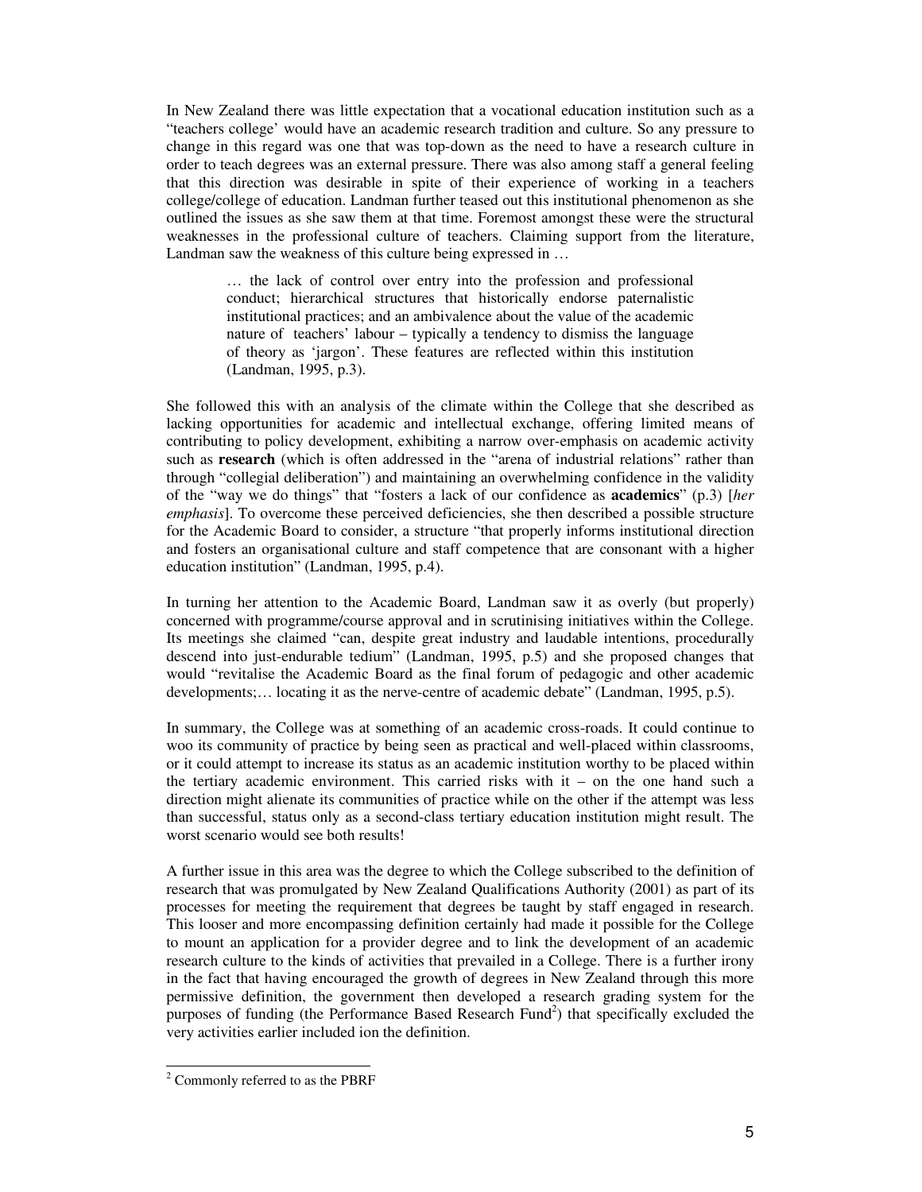In New Zealand there was little expectation that a vocational education institution such as a "teachers college' would have an academic research tradition and culture. So any pressure to change in this regard was one that was top-down as the need to have a research culture in order to teach degrees was an external pressure. There was also among staff a general feeling that this direction was desirable in spite of their experience of working in a teachers college/college of education. Landman further teased out this institutional phenomenon as she outlined the issues as she saw them at that time. Foremost amongst these were the structural weaknesses in the professional culture of teachers. Claiming support from the literature, Landman saw the weakness of this culture being expressed in …

> … the lack of control over entry into the profession and professional conduct; hierarchical structures that historically endorse paternalistic institutional practices; and an ambivalence about the value of the academic nature of teachers' labour – typically a tendency to dismiss the language of theory as 'jargon'. These features are reflected within this institution (Landman, 1995, p.3).

She followed this with an analysis of the climate within the College that she described as lacking opportunities for academic and intellectual exchange, offering limited means of contributing to policy development, exhibiting a narrow over-emphasis on academic activity such as **research** (which is often addressed in the "arena of industrial relations" rather than through "collegial deliberation") and maintaining an overwhelming confidence in the validity of the "way we do things" that "fosters a lack of our confidence as **academics**" (p.3) [*her emphasis*]. To overcome these perceived deficiencies, she then described a possible structure for the Academic Board to consider, a structure "that properly informs institutional direction and fosters an organisational culture and staff competence that are consonant with a higher education institution" (Landman, 1995, p.4).

In turning her attention to the Academic Board, Landman saw it as overly (but properly) concerned with programme/course approval and in scrutinising initiatives within the College. Its meetings she claimed "can, despite great industry and laudable intentions, procedurally descend into just-endurable tedium" (Landman, 1995, p.5) and she proposed changes that would "revitalise the Academic Board as the final forum of pedagogic and other academic developments;… locating it as the nerve-centre of academic debate" (Landman, 1995, p.5).

In summary, the College was at something of an academic cross-roads. It could continue to woo its community of practice by being seen as practical and well-placed within classrooms, or it could attempt to increase its status as an academic institution worthy to be placed within the tertiary academic environment. This carried risks with it – on the one hand such a direction might alienate its communities of practice while on the other if the attempt was less than successful, status only as a second-class tertiary education institution might result. The worst scenario would see both results!

A further issue in this area was the degree to which the College subscribed to the definition of research that was promulgated by New Zealand Qualifications Authority (2001) as part of its processes for meeting the requirement that degrees be taught by staff engaged in research. This looser and more encompassing definition certainly had made it possible for the College to mount an application for a provider degree and to link the development of an academic research culture to the kinds of activities that prevailed in a College. There is a further irony in the fact that having encouraged the growth of degrees in New Zealand through this more permissive definition, the government then developed a research grading system for the purposes of funding (the Performance Based Research Fund[2]) that specifically excluded the very activities earlier included ion the definition.

---

[2] Commonly referred to as the PBRF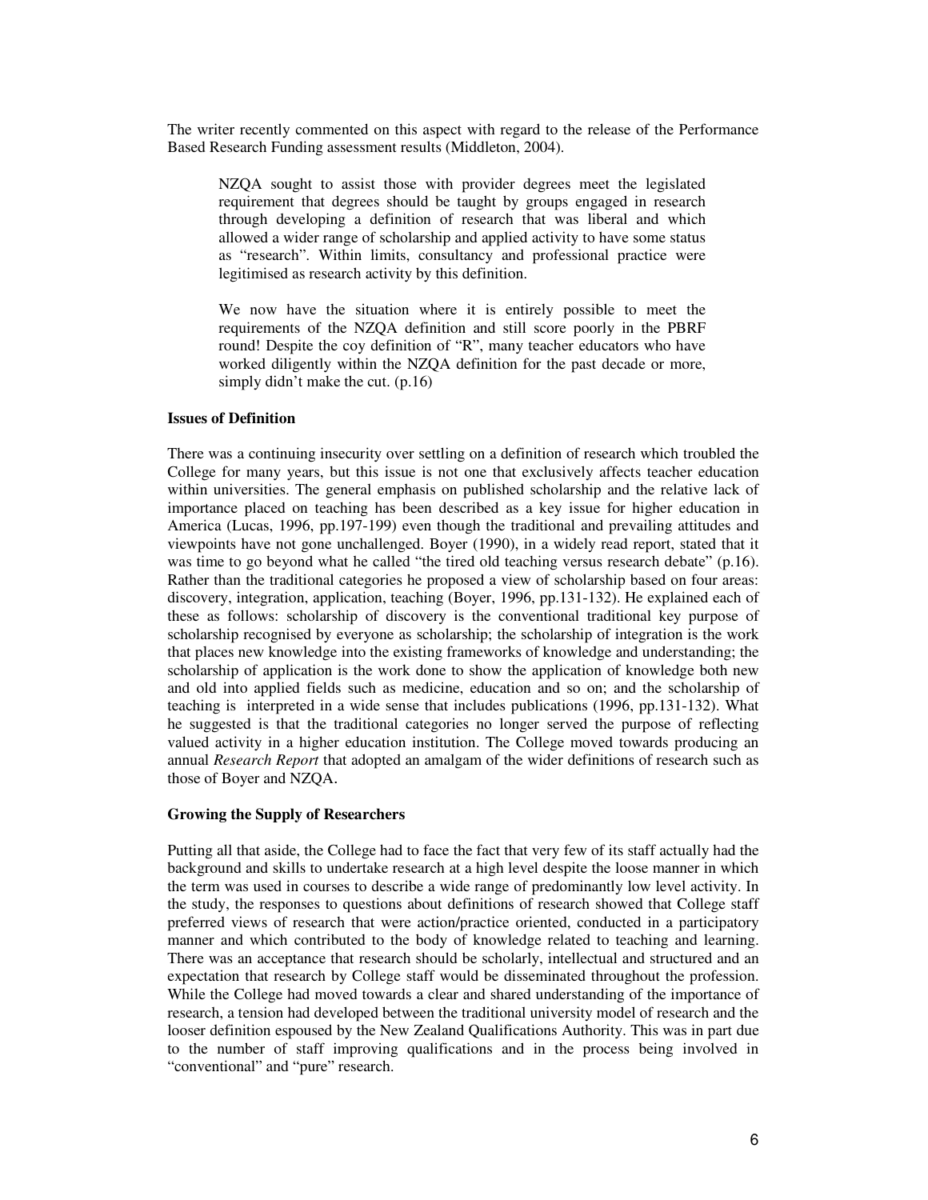The writer recently commented on this aspect with regard to the release of the Performance Based Research Funding assessment results (Middleton, 2004).

> NZQA sought to assist those with provider degrees meet the legislated requirement that degrees should be taught by groups engaged in research through developing a definition of research that was liberal and which allowed a wider range of scholarship and applied activity to have some status as "research". Within limits, consultancy and professional practice were legitimised as research activity by this definition.
>
> We now have the situation where it is entirely possible to meet the requirements of the NZQA definition and still score poorly in the PBRF round! Despite the coy definition of "R", many teacher educators who have worked diligently within the NZQA definition for the past decade or more, simply didn't make the cut. (p.16)

**Issues of Definition**

There was a continuing insecurity over settling on a definition of research which troubled the College for many years, but this issue is not one that exclusively affects teacher education within universities. The general emphasis on published scholarship and the relative lack of importance placed on teaching has been described as a key issue for higher education in America (Lucas, 1996, pp.197-199) even though the traditional and prevailing attitudes and viewpoints have not gone unchallenged. Boyer (1990), in a widely read report, stated that it was time to go beyond what he called "the tired old teaching versus research debate" (p.16). Rather than the traditional categories he proposed a view of scholarship based on four areas: discovery, integration, application, teaching (Boyer, 1996, pp.131-132). He explained each of these as follows: scholarship of discovery is the conventional traditional key purpose of scholarship recognised by everyone as scholarship; the scholarship of integration is the work that places new knowledge into the existing frameworks of knowledge and understanding; the scholarship of application is the work done to show the application of knowledge both new and old into applied fields such as medicine, education and so on; and the scholarship of teaching is interpreted in a wide sense that includes publications (1996, pp.131-132). What he suggested is that the traditional categories no longer served the purpose of reflecting valued activity in a higher education institution. The College moved towards producing an annual *Research Report* that adopted an amalgam of the wider definitions of research such as those of Boyer and NZQA.

**Growing the Supply of Researchers**

Putting all that aside, the College had to face the fact that very few of its staff actually had the background and skills to undertake research at a high level despite the loose manner in which the term was used in courses to describe a wide range of predominantly low level activity. In the study, the responses to questions about definitions of research showed that College staff preferred views of research that were action/practice oriented, conducted in a participatory manner and which contributed to the body of knowledge related to teaching and learning. There was an acceptance that research should be scholarly, intellectual and structured and an expectation that research by College staff would be disseminated throughout the profession. While the College had moved towards a clear and shared understanding of the importance of research, a tension had developed between the traditional university model of research and the looser definition espoused by the New Zealand Qualifications Authority. This was in part due to the number of staff improving qualifications and in the process being involved in "conventional" and "pure" research.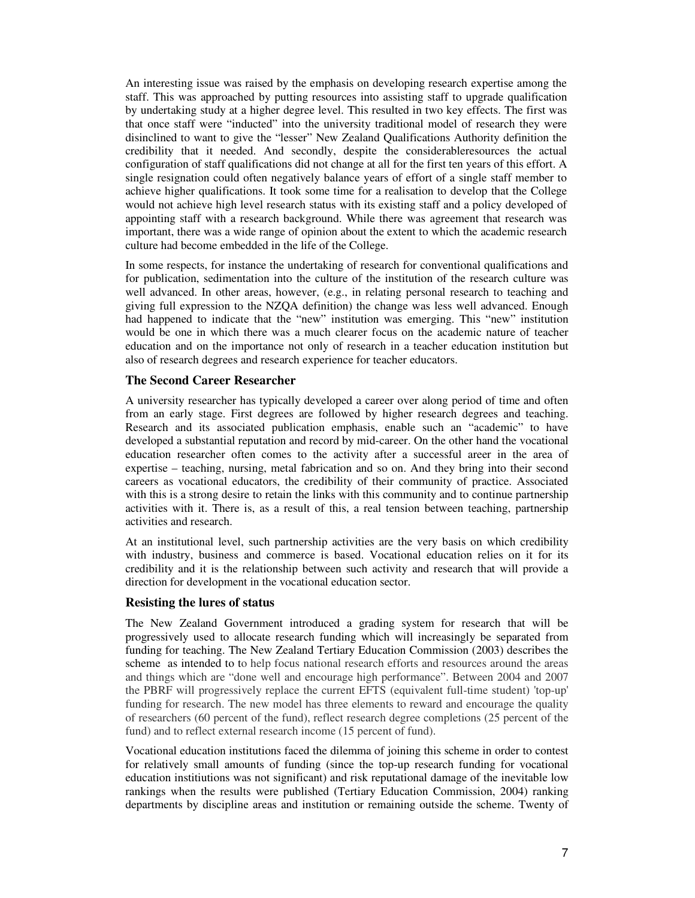An interesting issue was raised by the emphasis on developing research expertise among the staff. This was approached by putting resources into assisting staff to upgrade qualification by undertaking study at a higher degree level. This resulted in two key effects. The first was that once staff were "inducted" into the university traditional model of research they were disinclined to want to give the "lesser" New Zealand Qualifications Authority definition the credibility that it needed. And secondly, despite the considerableresources the actual configuration of staff qualifications did not change at all for the first ten years of this effort. A single resignation could often negatively balance years of effort of a single staff member to achieve higher qualifications. It took some time for a realisation to develop that the College would not achieve high level research status with its existing staff and a policy developed of appointing staff with a research background. While there was agreement that research was important, there was a wide range of opinion about the extent to which the academic research culture had become embedded in the life of the College.

In some respects, for instance the undertaking of research for conventional qualifications and for publication, sedimentation into the culture of the institution of the research culture was well advanced. In other areas, however, (e.g., in relating personal research to teaching and giving full expression to the NZQA definition) the change was less well advanced. Enough had happened to indicate that the "new" institution was emerging. This "new" institution would be one in which there was a much clearer focus on the academic nature of teacher education and on the importance not only of research in a teacher education institution but also of research degrees and research experience for teacher educators.

### The Second Career Researcher

A university researcher has typically developed a career over along period of time and often from an early stage. First degrees are followed by higher research degrees and teaching. Research and its associated publication emphasis, enable such an "academic" to have developed a substantial reputation and record by mid-career. On the other hand the vocational education researcher often comes to the activity after a successful areer in the area of expertise – teaching, nursing, metal fabrication and so on. And they bring into their second careers as vocational educators, the credibility of their community of practice. Associated with this is a strong desire to retain the links with this community and to continue partnership activities with it. There is, as a result of this, a real tension between teaching, partnership activities and research.

At an institutional level, such partnership activities are the very basis on which credibility with industry, business and commerce is based. Vocational education relies on it for its credibility and it is the relationship between such activity and research that will provide a direction for development in the vocational education sector.

### Resisting the lures of status

The New Zealand Government introduced a grading system for research that will be progressively used to allocate research funding which will increasingly be separated from funding for teaching. The New Zealand Tertiary Education Commission (2003) describes the scheme as intended to to help focus national research efforts and resources around the areas and things which are "done well and encourage high performance". Between 2004 and 2007 the PBRF will progressively replace the current EFTS (equivalent full-time student) 'top-up' funding for research. The new model has three elements to reward and encourage the quality of researchers (60 percent of the fund), reflect research degree completions (25 percent of the fund) and to reflect external research income (15 percent of fund).

Vocational education institutions faced the dilemma of joining this scheme in order to contest for relatively small amounts of funding (since the top-up research funding for vocational education instituitions was not significant) and risk reputational damage of the inevitable low rankings when the results were published (Tertiary Education Commission, 2004) ranking departments by discipline areas and institution or remaining outside the scheme. Twenty of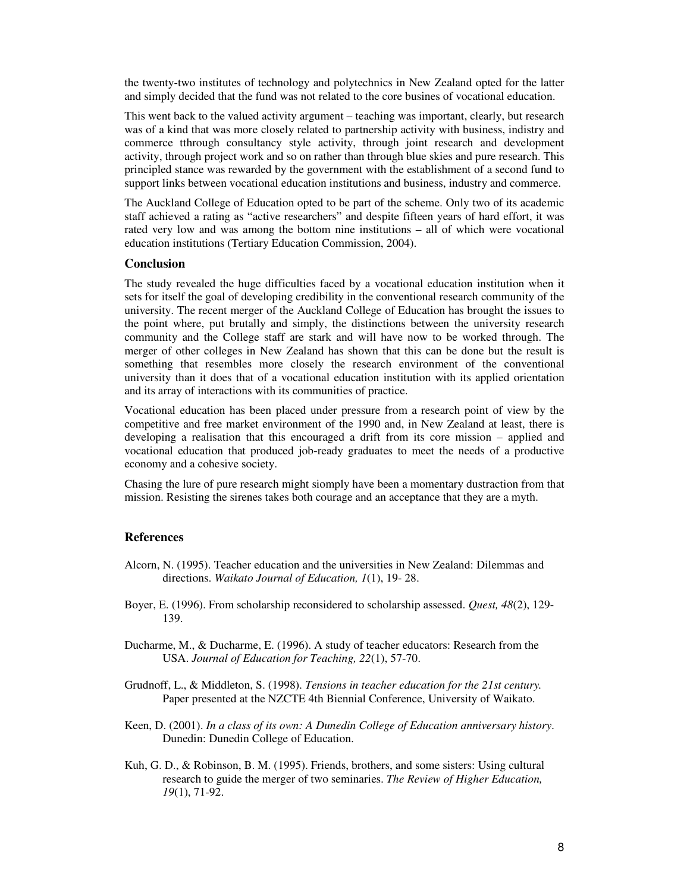the twenty-two institutes of technology and polytechnics in New Zealand opted for the latter and simply decided that the fund was not related to the core busines of vocational education.

This went back to the valued activity argument – teaching was important, clearly, but research was of a kind that was more closely related to partnership activity with business, indistry and commerce tthrough consultancy style activity, through joint research and development activity, through project work and so on rather than through blue skies and pure research. This principled stance was rewarded by the government with the establishment of a second fund to support links between vocational education institutions and business, industry and commerce.

The Auckland College of Education opted to be part of the scheme. Only two of its academic staff achieved a rating as "active researchers" and despite fifteen years of hard effort, it was rated very low and was among the bottom nine institutions – all of which were vocational education institutions (Tertiary Education Commission, 2004).

## Conclusion

The study revealed the huge difficulties faced by a vocational education institution when it sets for itself the goal of developing credibility in the conventional research community of the university. The recent merger of the Auckland College of Education has brought the issues to the point where, put brutally and simply, the distinctions between the university research community and the College staff are stark and will have now to be worked through. The merger of other colleges in New Zealand has shown that this can be done but the result is something that resembles more closely the research environment of the conventional university than it does that of a vocational education institution with its applied orientation and its array of interactions with its communities of practice.

Vocational education has been placed under pressure from a research point of view by the competitive and free market environment of the 1990 and, in New Zealand at least, there is developing a realisation that this encouraged a drift from its core mission – applied and vocational education that produced job-ready graduates to meet the needs of a productive economy and a cohesive society.

Chasing the lure of pure research might siomply have been a momentary dustraction from that mission. Resisting the sirenes takes both courage and an acceptance that they are a myth.

## References

Alcorn, N. (1995). Teacher education and the universities in New Zealand: Dilemmas and directions. *Waikato Journal of Education, 1*(1), 19- 28.

Boyer, E. (1996). From scholarship reconsidered to scholarship assessed. *Quest, 48*(2), 129-139.

Ducharme, M., & Ducharme, E. (1996). A study of teacher educators: Research from the USA. *Journal of Education for Teaching, 22*(1), 57-70.

Grudnoff, L., & Middleton, S. (1998). *Tensions in teacher education for the 21st century.* Paper presented at the NZCTE 4th Biennial Conference, University of Waikato.

Keen, D. (2001). *In a class of its own: A Dunedin College of Education anniversary history*. Dunedin: Dunedin College of Education.

Kuh, G. D., & Robinson, B. M. (1995). Friends, brothers, and some sisters: Using cultural research to guide the merger of two seminaries. *The Review of Higher Education, 19*(1), 71-92.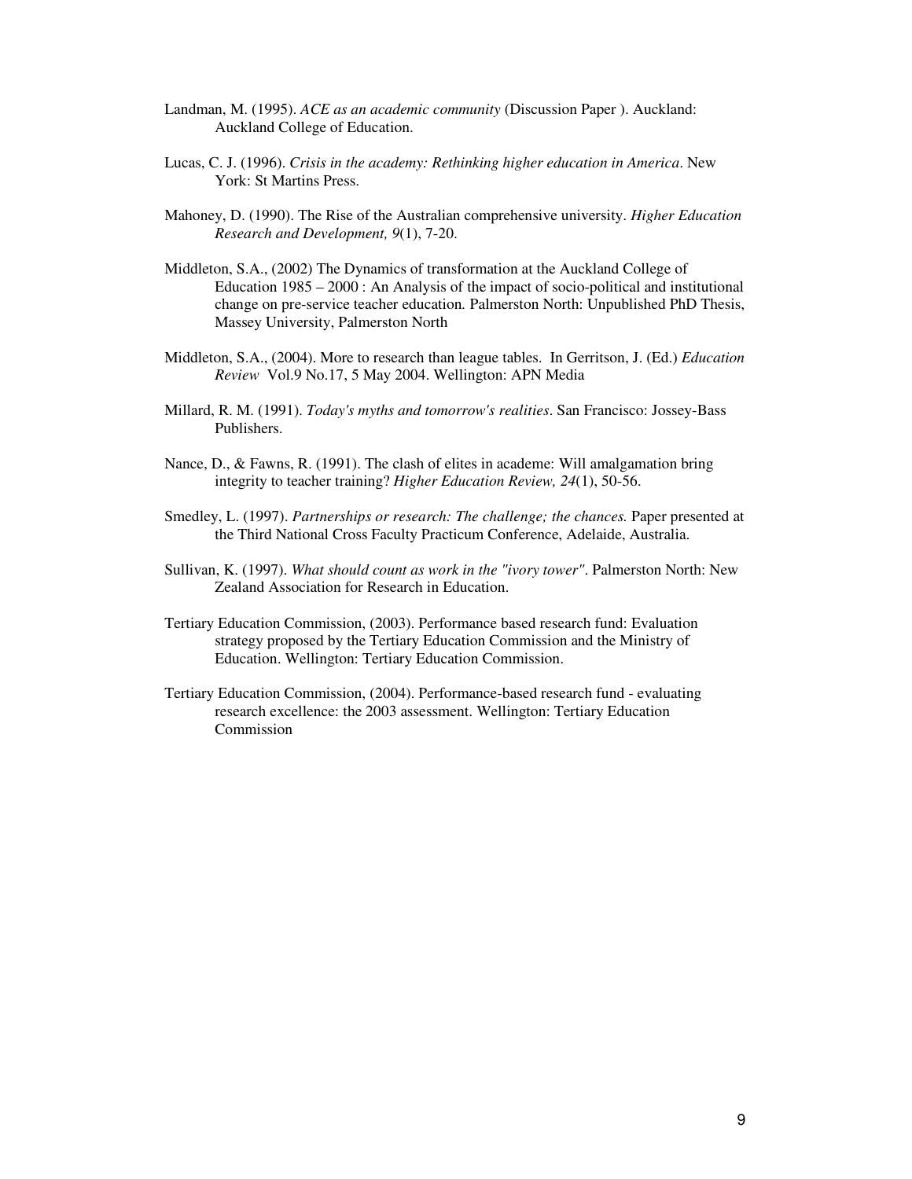Landman, M. (1995). *ACE as an academic community* (Discussion Paper ). Auckland: Auckland College of Education.

Lucas, C. J. (1996). *Crisis in the academy: Rethinking higher education in America*. New York: St Martins Press.

Mahoney, D. (1990). The Rise of the Australian comprehensive university. *Higher Education Research and Development, 9*(1), 7-20.

Middleton, S.A., (2002) The Dynamics of transformation at the Auckland College of Education 1985 – 2000 : An Analysis of the impact of socio-political and institutional change on pre-service teacher education*.* Palmerston North: Unpublished PhD Thesis, Massey University, Palmerston North

Middleton, S.A., (2004). More to research than league tables. In Gerritson, J. (Ed.) *Education Review* Vol.9 No.17, 5 May 2004. Wellington: APN Media

Millard, R. M. (1991). *Today's myths and tomorrow's realities*. San Francisco: Jossey-Bass Publishers.

Nance, D., & Fawns, R. (1991). The clash of elites in academe: Will amalgamation bring integrity to teacher training? *Higher Education Review, 24*(1), 50-56.

Smedley, L. (1997). *Partnerships or research: The challenge; the chances.* Paper presented at the Third National Cross Faculty Practicum Conference, Adelaide, Australia.

Sullivan, K. (1997). *What should count as work in the "ivory tower"*. Palmerston North: New Zealand Association for Research in Education.

Tertiary Education Commission, (2003). Performance based research fund: Evaluation strategy proposed by the Tertiary Education Commission and the Ministry of Education. Wellington: Tertiary Education Commission.

Tertiary Education Commission, (2004). Performance-based research fund - evaluating research excellence: the 2003 assessment. Wellington: Tertiary Education Commission